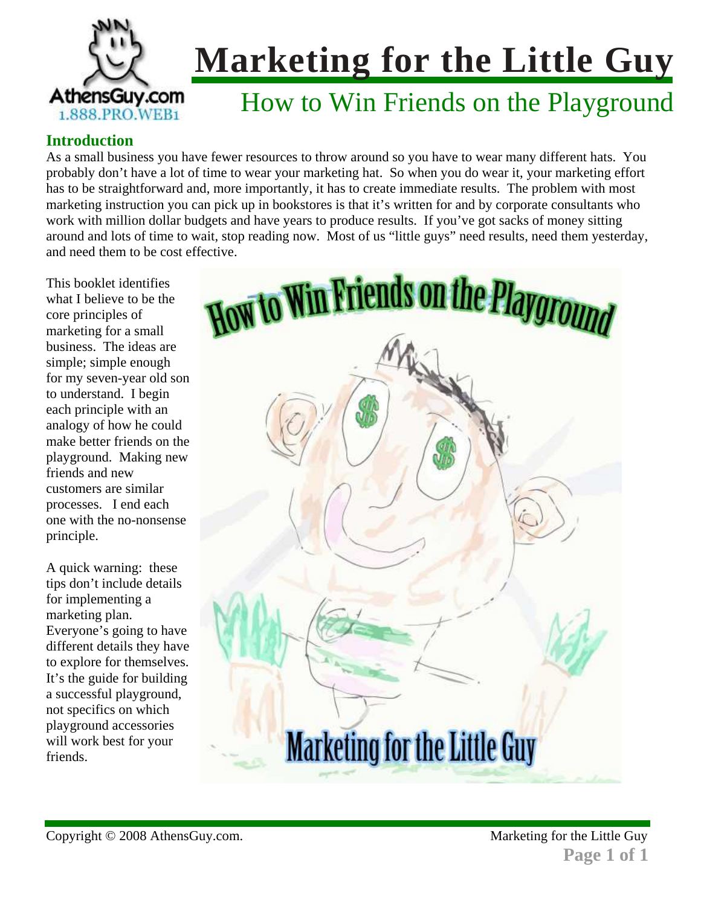# Marketing for the Little Guy

## How to Win Friends on the Playground

### Introduction

As a small business you have fewer resources to throw around so you have to wear many different hats. You probably don't have a lot of time to wear your marketing hat. So when you do wear it, your marketing effort has to be straightforward and, more importantly, it has to create immediate results. The problem with most marketing instruction you can pick up in bookstores is that it's written for and by corporate consultants who work with million dollar budgets and have years to produce results. If you've got sacks of money sitting around and lots of time to wait, stop reading now. Most of us "little guys" need results, need them yesterday, and need them to be cost effective.

This booklet identifies what I believe to be the core principles of marketing for a small business. The ideas are simple; simple enough for my seven-year old son to understand. I begin each principle with an analogy of how he could make better friends on the playground. Making new friends and new customers are similar processes. I end each one with the no-nonsense principle.

A quick warning: these tips don't include details for implementing a marketing plan. Everyone's going to have different details they have to explore for themselves. It's the guide for building a successful playground, not specifics on which playground accessories will work best for your friends.

Copyright © 2008 AthensGuy.com.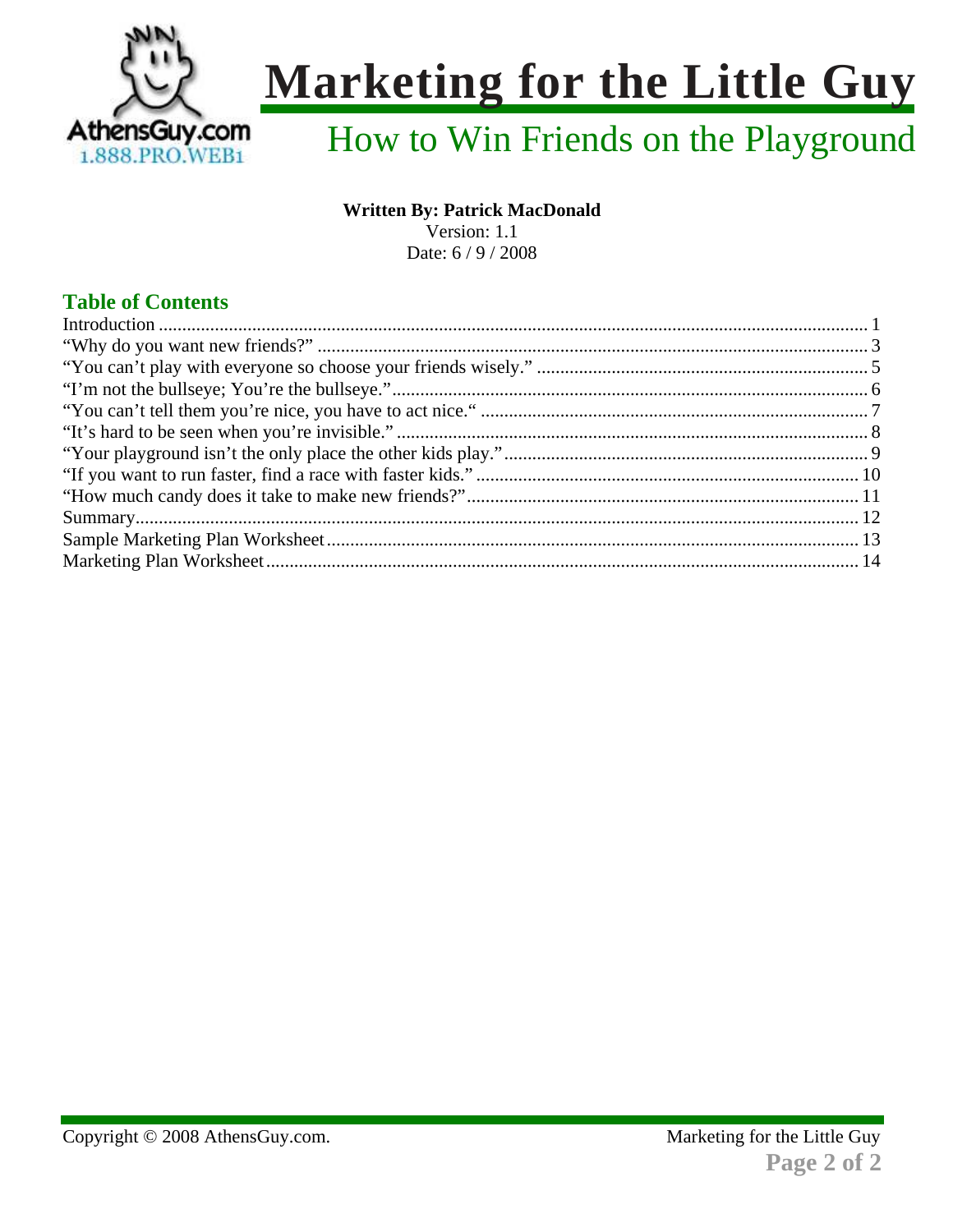# Marketing for the Little Guy

## How to Win Friends on the Playground

**Written By: Patrick MacDonald**
Version: 1.1
Date: 6 / 9 / 2008

## Table of Contents

Introduction ........ 1
"Why do you want new friends?" ........ 3
"You can't play with everyone so choose your friends wisely." ........ 5
"I'm not the bullseye; You're the bullseye." ........ 6
"You can't tell them you're nice, you have to act nice." ........ 7
"It's hard to be seen when you're invisible." ........ 8
"Your playground isn't the only place the other kids play." ........ 9
"If you want to run faster, find a race with faster kids." ........ 10
"How much candy does it take to make new friends?" ........ 11
Summary ........ 12
Sample Marketing Plan Worksheet ........ 13
Marketing Plan Worksheet ........ 14

Copyright © 2008 AthensGuy.com.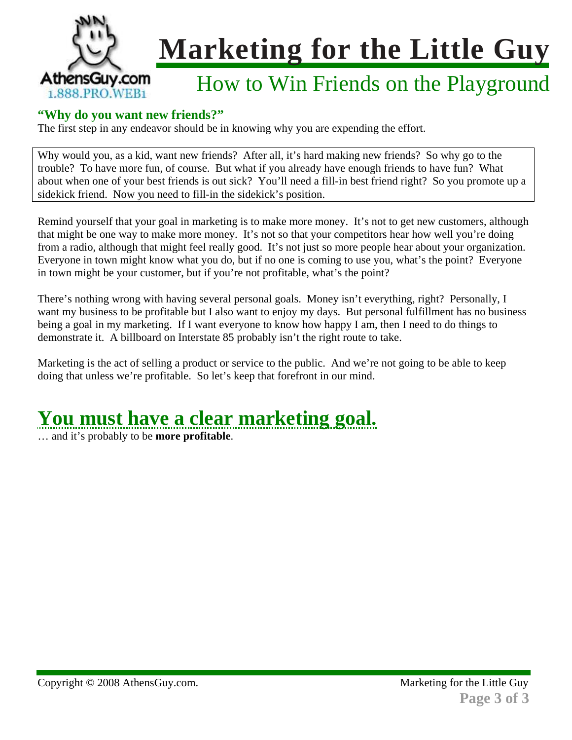# Marketing for the Little Guy

## How to Win Friends on the Playground

**"Why do you want new friends?"**

The first step in any endeavor should be in knowing why you are expending the effort.

> Why would you, as a kid, want new friends? After all, it's hard making new friends? So why go to the trouble? To have more fun, of course. But what if you already have enough friends to have fun? What about when one of your best friends is out sick? You'll need a fill-in best friend right? So you promote up a sidekick friend. Now you need to fill-in the sidekick's position.

Remind yourself that your goal in marketing is to make more money. It's not to get new customers, although that might be one way to make more money. It's not so that your competitors hear how well you're doing from a radio, although that might feel really good. It's not just so more people hear about your organization. Everyone in town might know what you do, but if no one is coming to use you, what's the point? Everyone in town might be your customer, but if you're not profitable, what's the point?

There's nothing wrong with having several personal goals. Money isn't everything, right? Personally, I want my business to be profitable but I also want to enjoy my days. But personal fulfillment has no business being a goal in my marketing. If I want everyone to know how happy I am, then I need to do things to demonstrate it. A billboard on Interstate 85 probably isn't the right route to take.

Marketing is the act of selling a product or service to the public. And we're not going to be able to keep doing that unless we're profitable. So let's keep that forefront in our mind.

## You must have a clear marketing goal.

… and it's probably to be **more profitable**.

Copyright © 2008 AthensGuy.com.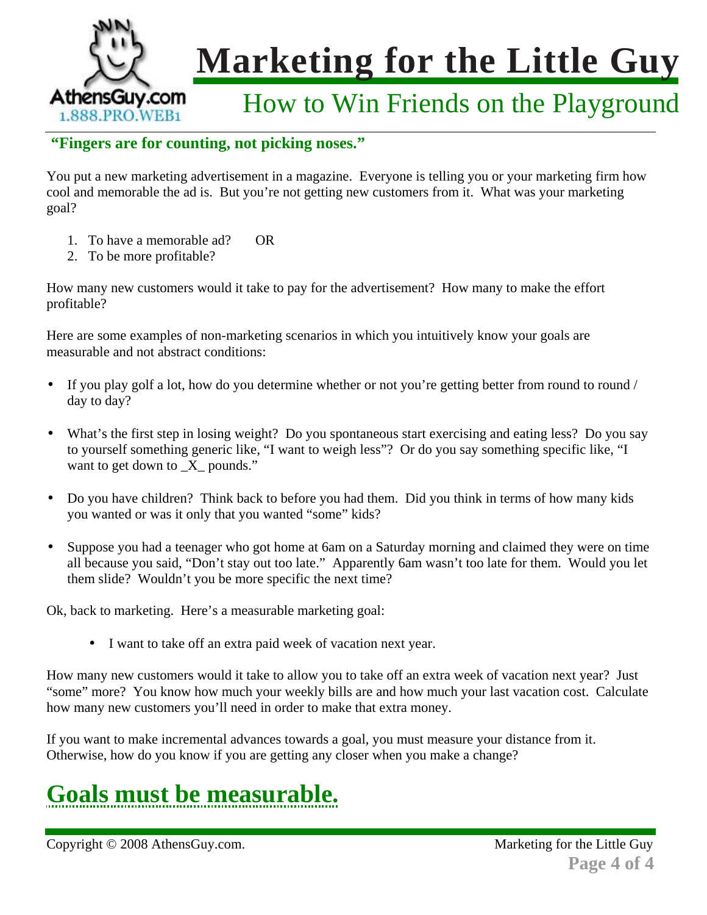**"Fingers are for counting, not picking noses."**

You put a new marketing advertisement in a magazine. Everyone is telling you or your marketing firm how cool and memorable the ad is. But you're not getting new customers from it. What was your marketing goal?

1. To have a memorable ad? OR
2. To be more profitable?

How many new customers would it take to pay for the advertisement? How many to make the effort profitable?

Here are some examples of non-marketing scenarios in which you intuitively know your goals are measurable and not abstract conditions:

- If you play golf a lot, how do you determine whether or not you're getting better from round to round / day to day?

- What's the first step in losing weight? Do you spontaneous start exercising and eating less? Do you say to yourself something generic like, "I want to weigh less"? Or do you say something specific like, "I want to get down to _X_ pounds."

- Do you have children? Think back to before you had them. Did you think in terms of how many kids you wanted or was it only that you wanted "some" kids?

- Suppose you had a teenager who got home at 6am on a Saturday morning and claimed they were on time all because you said, "Don't stay out too late." Apparently 6am wasn't too late for them. Would you let them slide? Wouldn't you be more specific the next time?

Ok, back to marketing. Here's a measurable marketing goal:

- I want to take off an extra paid week of vacation next year.

How many new customers would it take to allow you to take off an extra week of vacation next year? Just "some" more? You know how much your weekly bills are and how much your last vacation cost. Calculate how many new customers you'll need in order to make that extra money.

If you want to make incremental advances towards a goal, you must measure your distance from it. Otherwise, how do you know if you are getting any closer when you make a change?

## Goals must be measurable.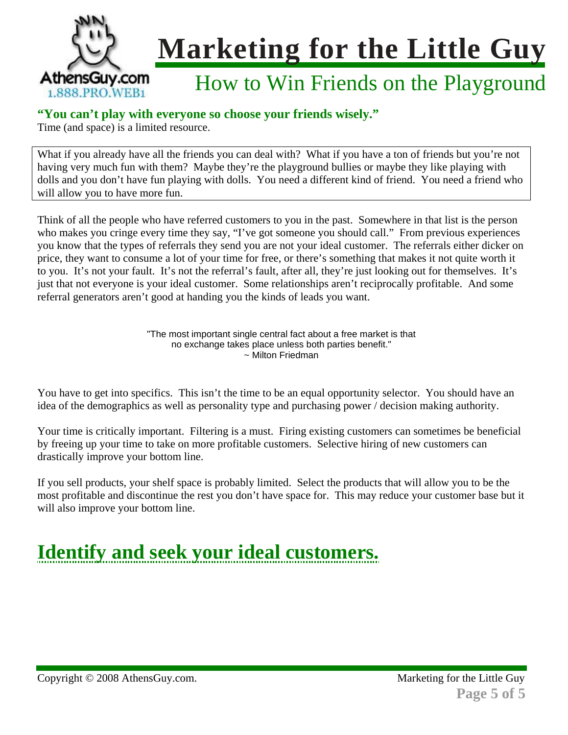**"You can't play with everyone so choose your friends wisely."**
Time (and space) is a limited resource.

What if you already have all the friends you can deal with? What if you have a ton of friends but you're not having very much fun with them? Maybe they're the playground bullies or maybe they like playing with dolls and you don't have fun playing with dolls. You need a different kind of friend. You need a friend who will allow you to have more fun.

Think of all the people who have referred customers to you in the past. Somewhere in that list is the person who makes you cringe every time they say, "I've got someone you should call." From previous experiences you know that the types of referrals they send you are not your ideal customer. The referrals either dicker on price, they want to consume a lot of your time for free, or there's something that makes it not quite worth it to you. It's not your fault. It's not the referral's fault, after all, they're just looking out for themselves. It's just that not everyone is your ideal customer. Some relationships aren't reciprocally profitable. And some referral generators aren't good at handing you the kinds of leads you want.

> "The most important single central fact about a free market is that no exchange takes place unless both parties benefit."
> ~ Milton Friedman

You have to get into specifics. This isn't the time to be an equal opportunity selector. You should have an idea of the demographics as well as personality type and purchasing power / decision making authority.

Your time is critically important. Filtering is a must. Firing existing customers can sometimes be beneficial by freeing up your time to take on more profitable customers. Selective hiring of new customers can drastically improve your bottom line.

If you sell products, your shelf space is probably limited. Select the products that will allow you to be the most profitable and discontinue the rest you don't have space for. This may reduce your customer base but it will also improve your bottom line.

# Identify and seek your ideal customers.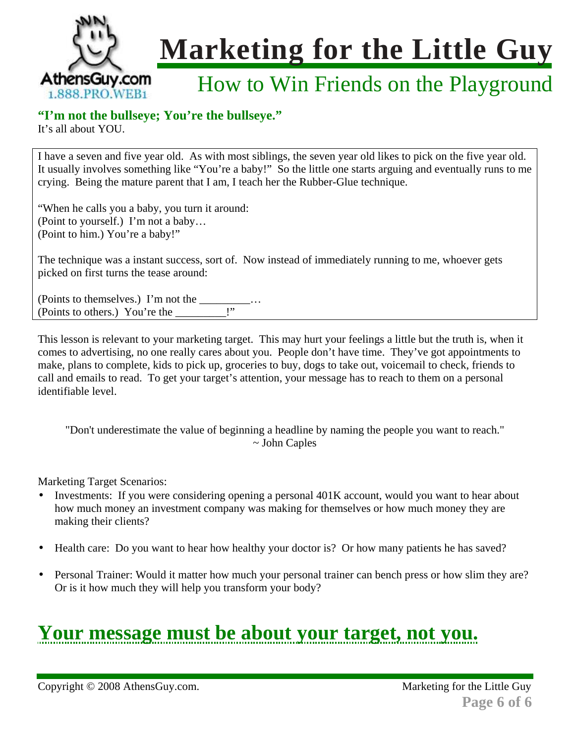# Marketing for the Little Guy

## How to Win Friends on the Playground

**"I'm not the bullseye; You're the bullseye."**
It's all about YOU.

I have a seven and five year old. As with most siblings, the seven year old likes to pick on the five year old. It usually involves something like "You're a baby!" So the little one starts arguing and eventually runs to me crying. Being the mature parent that I am, I teach her the Rubber-Glue technique.

"When he calls you a baby, you turn it around:
(Point to yourself.) I'm not a baby…
(Point to him.) You're a baby!"

The technique was a instant success, sort of. Now instead of immediately running to me, whoever gets picked on first turns the tease around:

(Points to themselves.) I'm not the _________…
(Points to others.) You're the _________!"

This lesson is relevant to your marketing target. This may hurt your feelings a little but the truth is, when it comes to advertising, no one really cares about you. People don't have time. They've got appointments to make, plans to complete, kids to pick up, groceries to buy, dogs to take out, voicemail to check, friends to call and emails to read. To get your target's attention, your message has to reach to them on a personal identifiable level.

> "Don't underestimate the value of beginning a headline by naming the people you want to reach."
> ~ John Caples

Marketing Target Scenarios:

- Investments: If you were considering opening a personal 401K account, would you want to hear about how much money an investment company was making for themselves or how much money they are making their clients?
- Health care: Do you want to hear how healthy your doctor is? Or how many patients he has saved?
- Personal Trainer: Would it matter how much your personal trainer can bench press or how slim they are? Or is it how much they will help you transform your body?

## Your message must be about your target, not you.

Copyright © 2008 AthensGuy.com.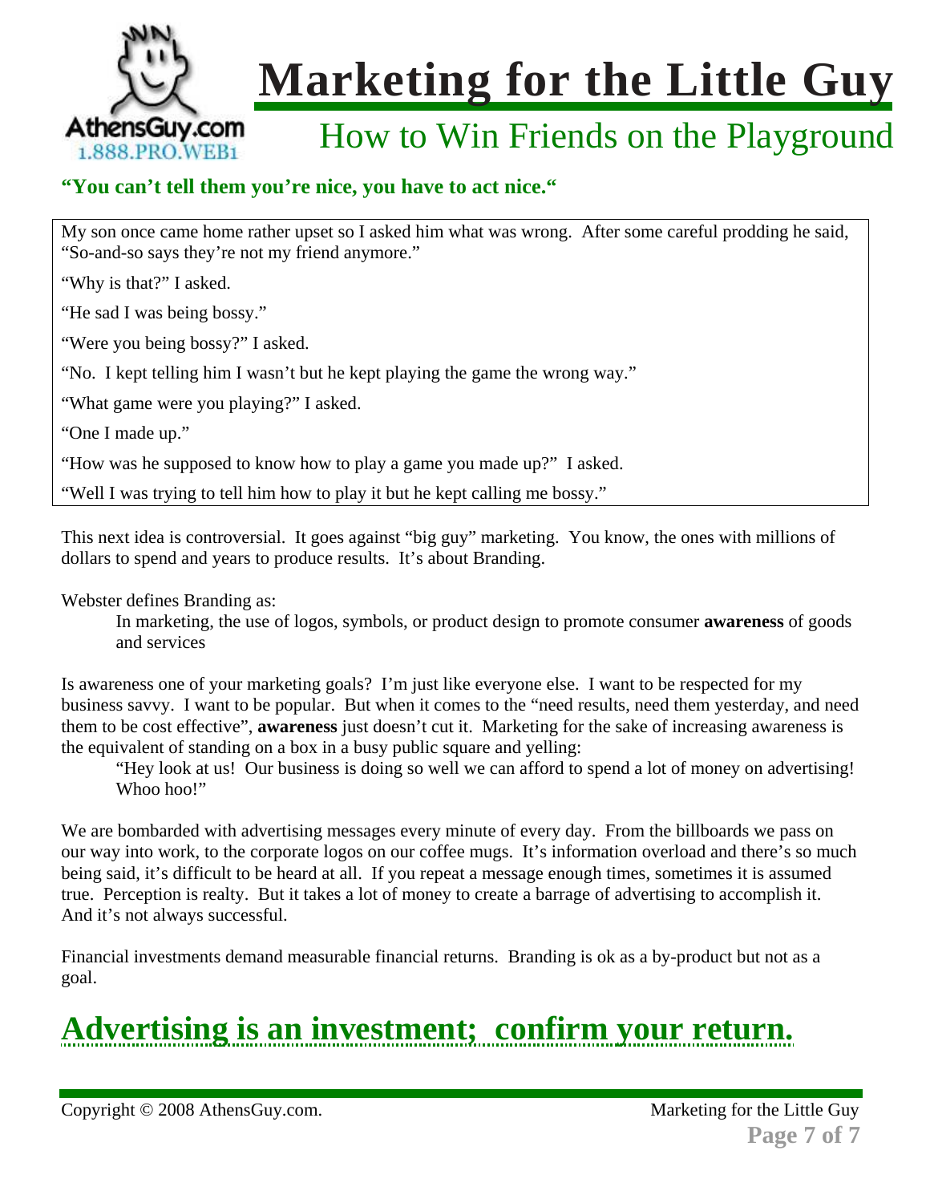# Marketing for the Little Guy

## How to Win Friends on the Playground

**"You can't tell them you're nice, you have to act nice."**

My son once came home rather upset so I asked him what was wrong. After some careful prodding he said, "So-and-so says they're not my friend anymore."

"Why is that?" I asked.

"He sad I was being bossy."

"Were you being bossy?" I asked.

"No. I kept telling him I wasn't but he kept playing the game the wrong way."

"What game were you playing?" I asked.

"One I made up."

"How was he supposed to know how to play a game you made up?" I asked.

"Well I was trying to tell him how to play it but he kept calling me bossy."

This next idea is controversial. It goes against "big guy" marketing. You know, the ones with millions of dollars to spend and years to produce results. It's about Branding.

Webster defines Branding as:

> In marketing, the use of logos, symbols, or product design to promote consumer **awareness** of goods and services

Is awareness one of your marketing goals? I'm just like everyone else. I want to be respected for my business savvy. I want to be popular. But when it comes to the "need results, need them yesterday, and need them to be cost effective", **awareness** just doesn't cut it. Marketing for the sake of increasing awareness is the equivalent of standing on a box in a busy public square and yelling:

> "Hey look at us! Our business is doing so well we can afford to spend a lot of money on advertising! Whoo hoo!"

We are bombarded with advertising messages every minute of every day. From the billboards we pass on our way into work, to the corporate logos on our coffee mugs. It's information overload and there's so much being said, it's difficult to be heard at all. If you repeat a message enough times, sometimes it is assumed true. Perception is realty. But it takes a lot of money to create a barrage of advertising to accomplish it. And it's not always successful.

Financial investments demand measurable financial returns. Branding is ok as a by-product but not as a goal.

## Advertising is an investment; confirm your return.

Copyright © 2008 AthensGuy.com.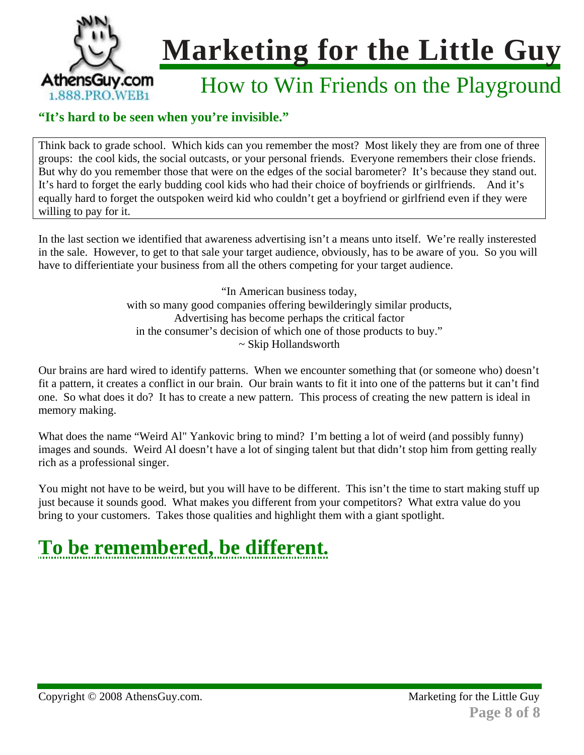# Marketing for the Little Guy

## How to Win Friends on the Playground

**"It's hard to be seen when you're invisible."**

Think back to grade school. Which kids can you remember the most? Most likely they are from one of three groups: the cool kids, the social outcasts, or your personal friends. Everyone remembers their close friends. But why do you remember those that were on the edges of the social barometer? It's because they stand out. It's hard to forget the early budding cool kids who had their choice of boyfriends or girlfriends. And it's equally hard to forget the outspoken weird kid who couldn't get a boyfriend or girlfriend even if they were willing to pay for it.

In the last section we identified that awareness advertising isn't a means unto itself. We're really insterested in the sale. However, to get to that sale your target audience, obviously, has to be aware of you. So you will have to differientiate your business from all the others competing for your target audience.

> "In American business today,
> with so many good companies offering bewilderingly similar products,
> Advertising has become perhaps the critical factor
> in the consumer's decision of which one of those products to buy."
> ~ Skip Hollandsworth

Our brains are hard wired to identify patterns. When we encounter something that (or someone who) doesn't fit a pattern, it creates a conflict in our brain. Our brain wants to fit it into one of the patterns but it can't find one. So what does it do? It has to create a new pattern. This process of creating the new pattern is ideal in memory making.

What does the name "Weird Al" Yankovic bring to mind? I'm betting a lot of weird (and possibly funny) images and sounds. Weird Al doesn't have a lot of singing talent but that didn't stop him from getting really rich as a professional singer.

You might not have to be weird, but you will have to be different. This isn't the time to start making stuff up just because it sounds good. What makes you different from your competitors? What extra value do you bring to your customers. Takes those qualities and highlight them with a giant spotlight.

# To be remembered, be different.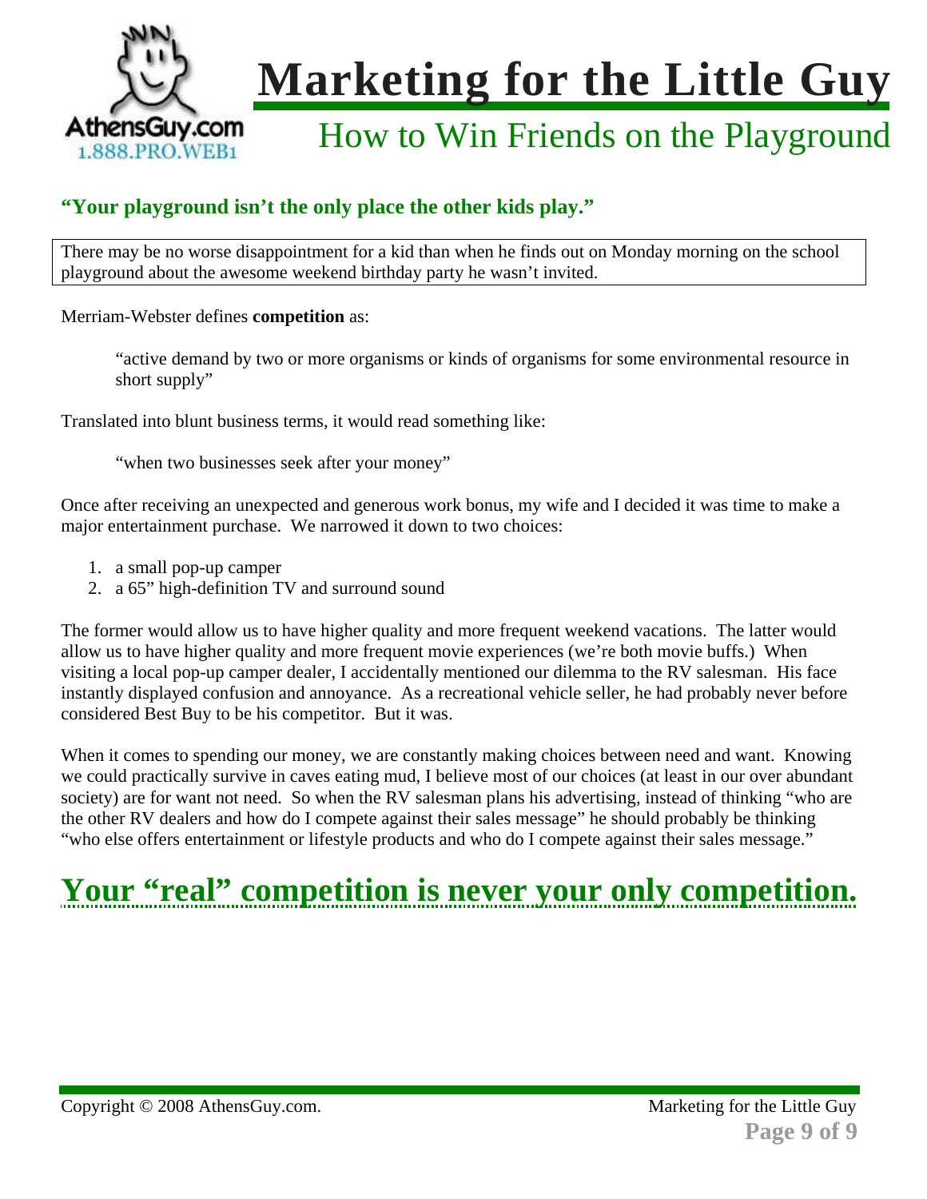**"Your playground isn't the only place the other kids play."**

There may be no worse disappointment for a kid than when he finds out on Monday morning on the school playground about the awesome weekend birthday party he wasn't invited.

Merriam-Webster defines **competition** as:

> "active demand by two or more organisms or kinds of organisms for some environmental resource in short supply"

Translated into blunt business terms, it would read something like:

> "when two businesses seek after your money"

Once after receiving an unexpected and generous work bonus, my wife and I decided it was time to make a major entertainment purchase. We narrowed it down to two choices:

1. a small pop-up camper
2. a 65" high-definition TV and surround sound

The former would allow us to have higher quality and more frequent weekend vacations. The latter would allow us to have higher quality and more frequent movie experiences (we're both movie buffs.) When visiting a local pop-up camper dealer, I accidentally mentioned our dilemma to the RV salesman. His face instantly displayed confusion and annoyance. As a recreational vehicle seller, he had probably never before considered Best Buy to be his competitor. But it was.

When it comes to spending our money, we are constantly making choices between need and want. Knowing we could practically survive in caves eating mud, I believe most of our choices (at least in our over abundant society) are for want not need. So when the RV salesman plans his advertising, instead of thinking "who are the other RV dealers and how do I compete against their sales message" he should probably be thinking "who else offers entertainment or lifestyle products and who do I compete against their sales message."

## Your "real" competition is never your only competition.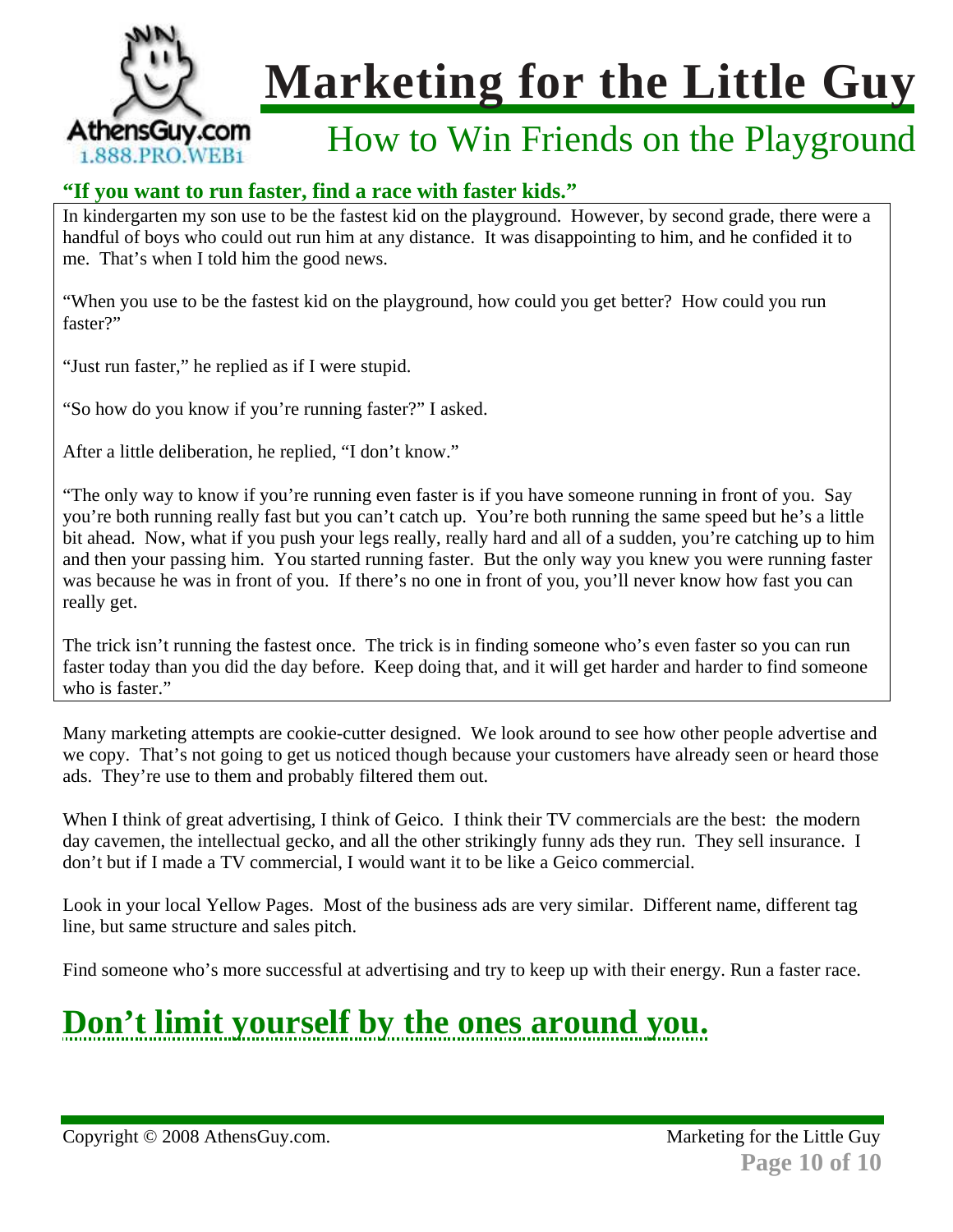## How to Win Friends on the Playground

**"If you want to run faster, find a race with faster kids."**

In kindergarten my son use to be the fastest kid on the playground. However, by second grade, there were a handful of boys who could out run him at any distance. It was disappointing to him, and he confided it to me. That's when I told him the good news.

"When you use to be the fastest kid on the playground, how could you get better? How could you run faster?"

"Just run faster," he replied as if I were stupid.

"So how do you know if you're running faster?" I asked.

After a little deliberation, he replied, "I don't know."

"The only way to know if you're running even faster is if you have someone running in front of you. Say you're both running really fast but you can't catch up. You're both running the same speed but he's a little bit ahead. Now, what if you push your legs really, really hard and all of a sudden, you're catching up to him and then your passing him. You started running faster. But the only way you knew you were running faster was because he was in front of you. If there's no one in front of you, you'll never know how fast you can really get.

The trick isn't running the fastest once. The trick is in finding someone who's even faster so you can run faster today than you did the day before. Keep doing that, and it will get harder and harder to find someone who is faster."

Many marketing attempts are cookie-cutter designed. We look around to see how other people advertise and we copy. That's not going to get us noticed though because your customers have already seen or heard those ads. They're use to them and probably filtered them out.

When I think of great advertising, I think of Geico. I think their TV commercials are the best: the modern day cavemen, the intellectual gecko, and all the other strikingly funny ads they run. They sell insurance. I don't but if I made a TV commercial, I would want it to be like a Geico commercial.

Look in your local Yellow Pages. Most of the business ads are very similar. Different name, different tag line, but same structure and sales pitch.

Find someone who's more successful at advertising and try to keep up with their energy. Run a faster race.

# Don't limit yourself by the ones around you.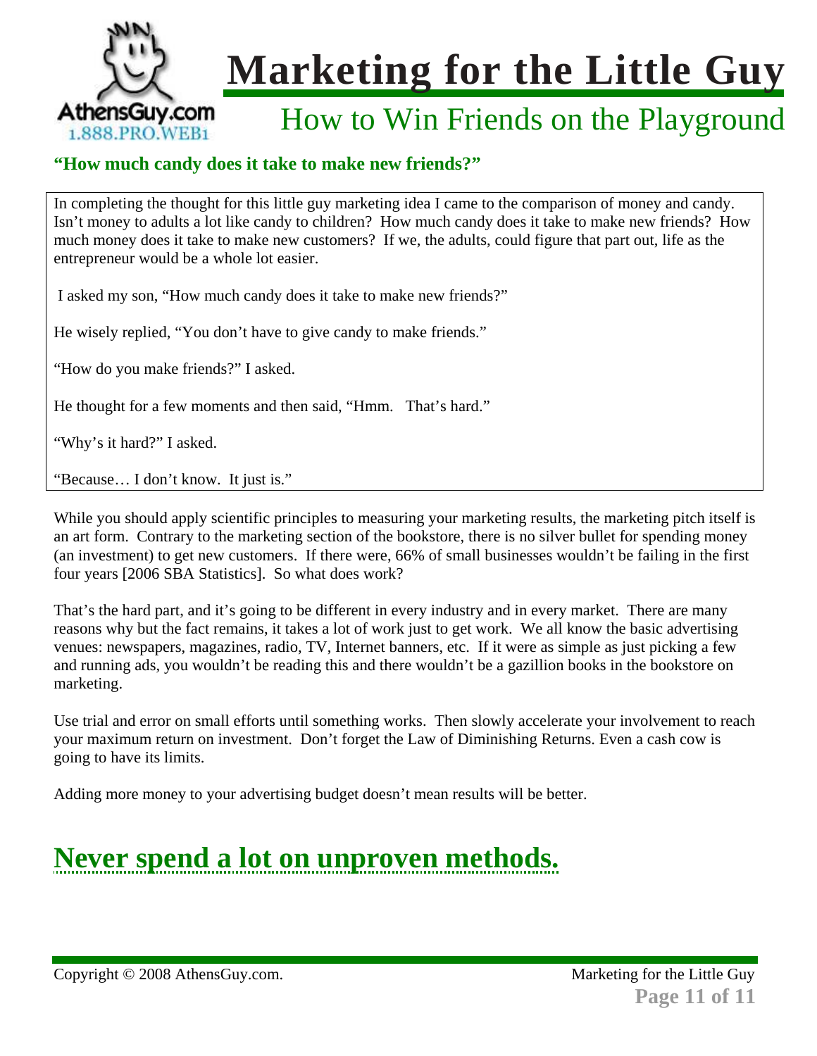### "How much candy does it take to make new friends?"

In completing the thought for this little guy marketing idea I came to the comparison of money and candy. Isn't money to adults a lot like candy to children? How much candy does it take to make new friends? How much money does it take to make new customers? If we, the adults, could figure that part out, life as the entrepreneur would be a whole lot easier.

I asked my son, "How much candy does it take to make new friends?"

He wisely replied, "You don't have to give candy to make friends."

"How do you make friends?" I asked.

He thought for a few moments and then said, "Hmm. That's hard."

"Why's it hard?" I asked.

"Because… I don't know. It just is."

While you should apply scientific principles to measuring your marketing results, the marketing pitch itself is an art form. Contrary to the marketing section of the bookstore, there is no silver bullet for spending money (an investment) to get new customers. If there were, 66% of small businesses wouldn't be failing in the first four years [2006 SBA Statistics]. So what does work?

That's the hard part, and it's going to be different in every industry and in every market. There are many reasons why but the fact remains, it takes a lot of work just to get work. We all know the basic advertising venues: newspapers, magazines, radio, TV, Internet banners, etc. If it were as simple as just picking a few and running ads, you wouldn't be reading this and there wouldn't be a gazillion books in the bookstore on marketing.

Use trial and error on small efforts until something works. Then slowly accelerate your involvement to reach your maximum return on investment. Don't forget the Law of Diminishing Returns. Even a cash cow is going to have its limits.

Adding more money to your advertising budget doesn't mean results will be better.

## Never spend a lot on unproven methods.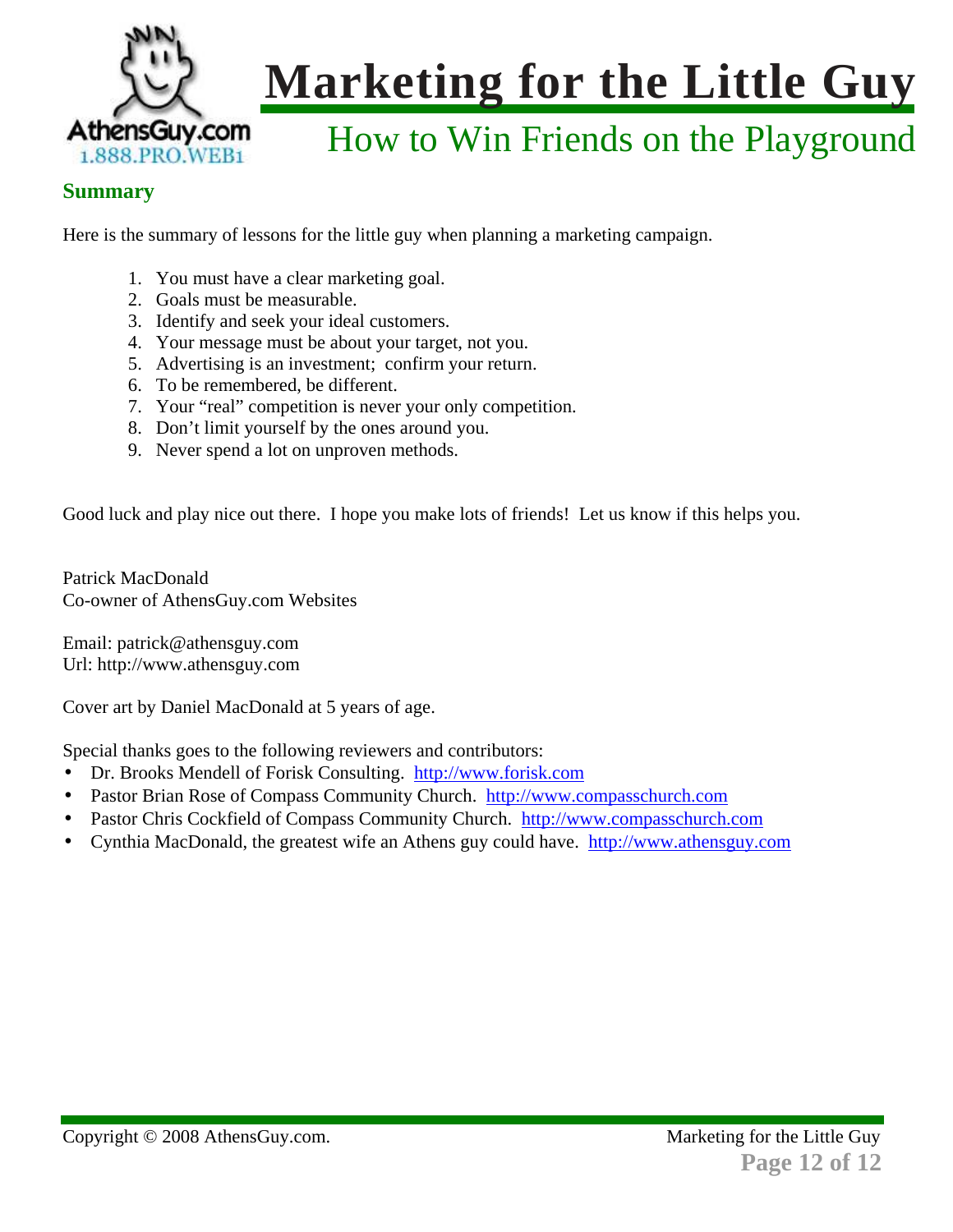## Summary

Here is the summary of lessons for the little guy when planning a marketing campaign.

1. You must have a clear marketing goal.
2. Goals must be measurable.
3. Identify and seek your ideal customers.
4. Your message must be about your target, not you.
5. Advertising is an investment; confirm your return.
6. To be remembered, be different.
7. Your "real" competition is never your only competition.
8. Don't limit yourself by the ones around you.
9. Never spend a lot on unproven methods.

Good luck and play nice out there. I hope you make lots of friends! Let us know if this helps you.

Patrick MacDonald
Co-owner of AthensGuy.com Websites

Email: patrick@athensguy.com
Url: http://www.athensguy.com

Cover art by Daniel MacDonald at 5 years of age.

Special thanks goes to the following reviewers and contributors:

- Dr. Brooks Mendell of Forisk Consulting. http://www.forisk.com
- Pastor Brian Rose of Compass Community Church. http://www.compasschurch.com
- Pastor Chris Cockfield of Compass Community Church. http://www.compasschurch.com
- Cynthia MacDonald, the greatest wife an Athens guy could have. http://www.athensguy.com

Copyright © 2008 AthensGuy.com.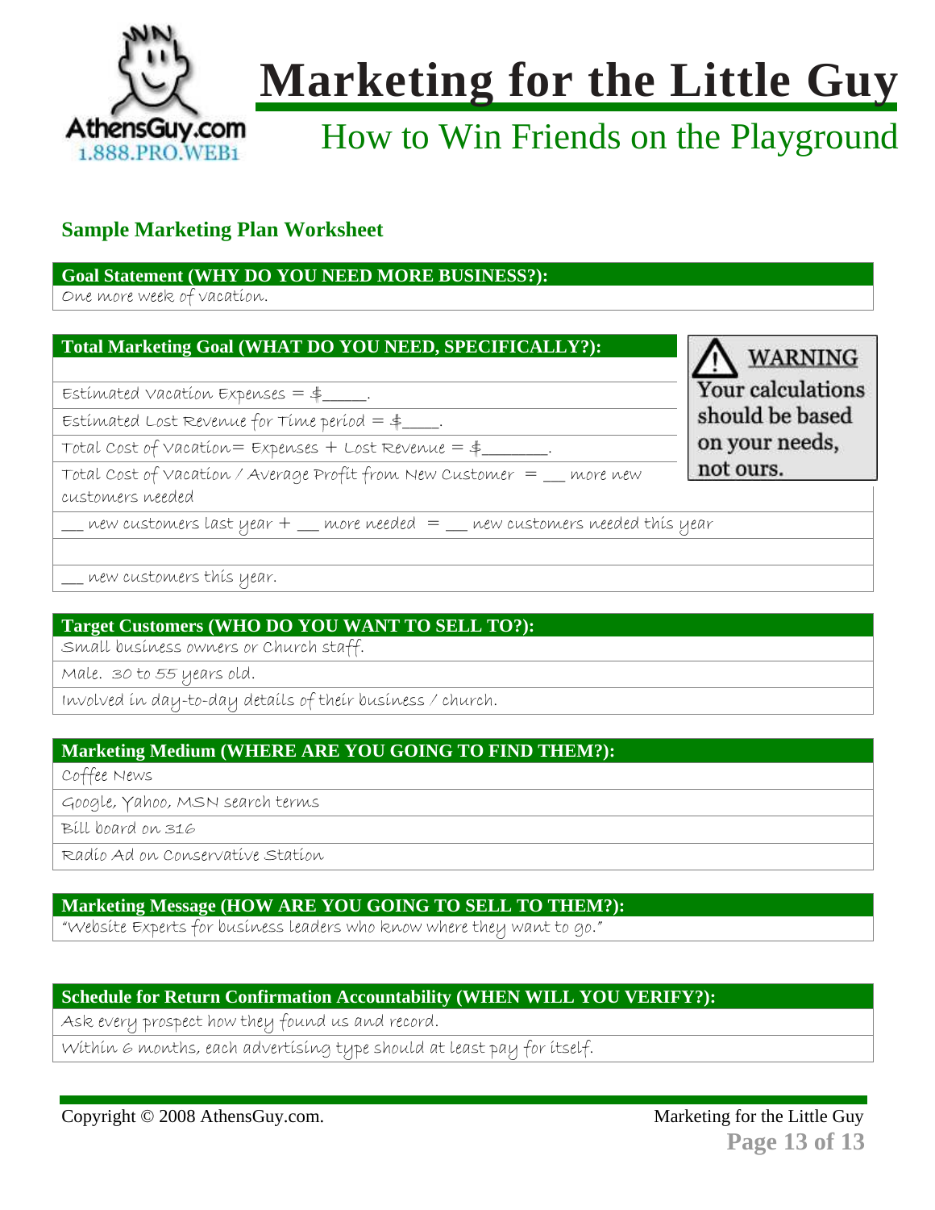## Sample Marketing Plan Worksheet

**Goal Statement (WHY DO YOU NEED MORE BUSINESS?):**

One more week of vacation.

**Total Marketing Goal (WHAT DO YOU NEED, SPECIFICALLY?):**

Estimated Vacation Expenses = $_____.

Estimated Lost Revenue for Time period = $____.

Total Cost of Vacation= Expenses + Lost Revenue = $_______.

Total Cost of Vacation / Average Profit from New Customer = __ more new customers needed

__ new customers last year + __ more needed = __ new customers needed this year

__ new customers this year.

> **WARNING**
> Your calculations should be based on your needs, not ours.

**Target Customers (WHO DO YOU WANT TO SELL TO?):**

Small business owners or Church staff.

Male. 30 to 55 years old.

Involved in day-to-day details of their business / church.

**Marketing Medium (WHERE ARE YOU GOING TO FIND THEM?):**

Coffee News

Google, Yahoo, MSN search terms

Bill board on 316

Radio Ad on Conservative Station

**Marketing Message (HOW ARE YOU GOING TO SELL TO THEM?):**

"Website Experts for business leaders who know where they want to go."

**Schedule for Return Confirmation Accountability (WHEN WILL YOU VERIFY?):**

Ask every prospect how they found us and record.

Within 6 months, each advertising type should at least pay for itself.

Copyright © 2008 AthensGuy.com.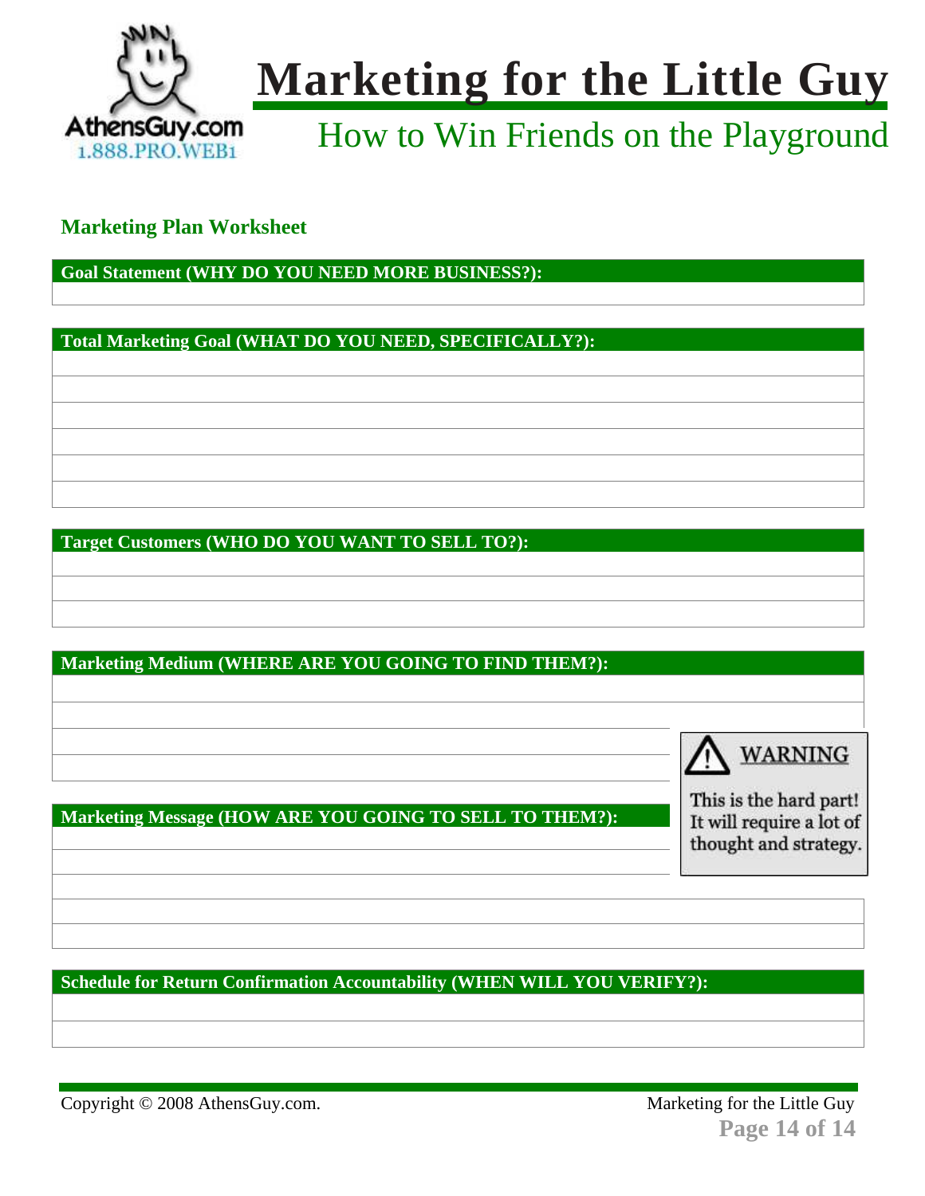# Marketing for the Little Guy

## How to Win Friends on the Playground

### Marketing Plan Worksheet

**Goal Statement (WHY DO YOU NEED MORE BUSINESS?):**

**Total Marketing Goal (WHAT DO YOU NEED, SPECIFICALLY?):**

**Target Customers (WHO DO YOU WANT TO SELL TO?):**

**Marketing Medium (WHERE ARE YOU GOING TO FIND THEM?):**

**WARNING**

This is the hard part! It will require a lot of thought and strategy.

**Marketing Message (HOW ARE YOU GOING TO SELL TO THEM?):**

**Schedule for Return Confirmation Accountability (WHEN WILL YOU VERIFY?):**

Copyright © 2008 AthensGuy.com.